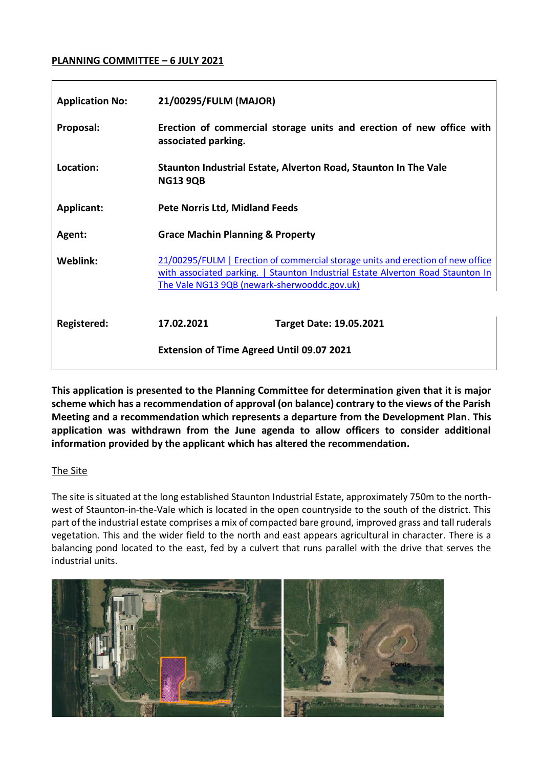**PLANNING COMMITTEE – 6 JULY 2021**

| | | |
|---|---|---|
| **Application No:** | **21/00295/FULM (MAJOR)** | |
| **Proposal:** | **Erection of commercial storage units and erection of new office with associated parking.** | |
| **Location:** | **Staunton Industrial Estate, Alverton Road, Staunton In The Vale NG13 9QB** | |
| **Applicant:** | **Pete Norris Ltd, Midland Feeds** | |
| **Agent:** | **Grace Machin Planning & Property** | |
| **Weblink:** | 21/00295/FULM \| Erection of commercial storage units and erection of new office with associated parking. \| Staunton Industrial Estate Alverton Road Staunton In The Vale NG13 9QB (newark-sherwooddc.gov.uk) | |
| **Registered:** | **17.02.2021** | **Target Date: 19.05.2021** |
| | **Extension of Time Agreed Until 09.07 2021** | |

**This application is presented to the Planning Committee for determination given that it is major scheme which has a recommendation of approval (on balance) contrary to the views of the Parish Meeting and a recommendation which represents a departure from the Development Plan. This application was withdrawn from the June agenda to allow officers to consider additional information provided by the applicant which has altered the recommendation.**

The Site

The site is situated at the long established Staunton Industrial Estate, approximately 750m to the north-west of Staunton-in-the-Vale which is located in the open countryside to the south of the district. This part of the industrial estate comprises a mix of compacted bare ground, improved grass and tall ruderals vegetation. This and the wider field to the north and east appears agricultural in character. There is a balancing pond located to the east, fed by a culvert that runs parallel with the drive that serves the industrial units.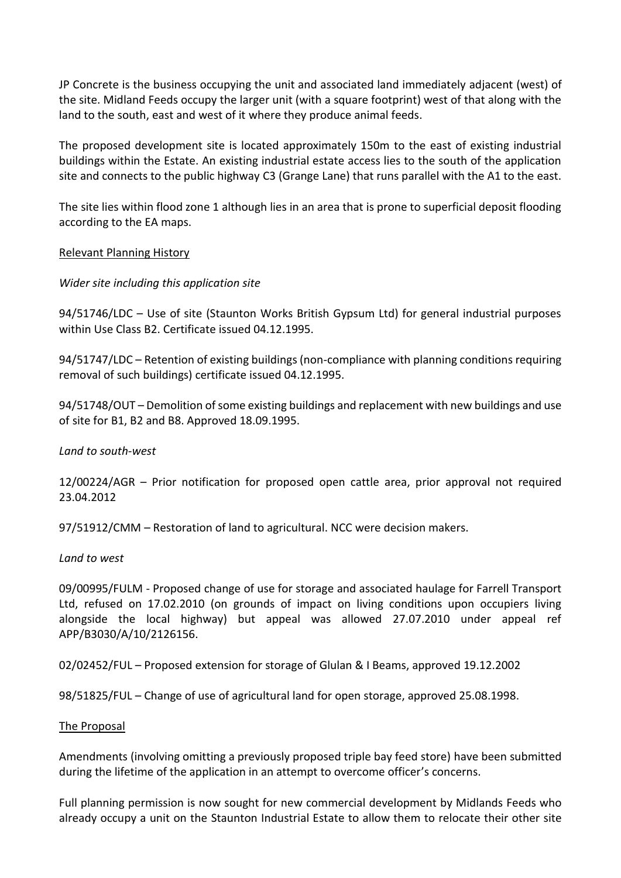JP Concrete is the business occupying the unit and associated land immediately adjacent (west) of the site. Midland Feeds occupy the larger unit (with a square footprint) west of that along with the land to the south, east and west of it where they produce animal feeds.

The proposed development site is located approximately 150m to the east of existing industrial buildings within the Estate. An existing industrial estate access lies to the south of the application site and connects to the public highway C3 (Grange Lane) that runs parallel with the A1 to the east.

The site lies within flood zone 1 although lies in an area that is prone to superficial deposit flooding according to the EA maps.

Relevant Planning History

*Wider site including this application site*

94/51746/LDC – Use of site (Staunton Works British Gypsum Ltd) for general industrial purposes within Use Class B2. Certificate issued 04.12.1995.

94/51747/LDC – Retention of existing buildings (non-compliance with planning conditions requiring removal of such buildings) certificate issued 04.12.1995.

94/51748/OUT – Demolition of some existing buildings and replacement with new buildings and use of site for B1, B2 and B8. Approved 18.09.1995.

*Land to south-west*

12/00224/AGR – Prior notification for proposed open cattle area, prior approval not required 23.04.2012

97/51912/CMM – Restoration of land to agricultural. NCC were decision makers.

*Land to west*

09/00995/FULM - Proposed change of use for storage and associated haulage for Farrell Transport Ltd, refused on 17.02.2010 (on grounds of impact on living conditions upon occupiers living alongside the local highway) but appeal was allowed 27.07.2010 under appeal ref APP/B3030/A/10/2126156.

02/02452/FUL – Proposed extension for storage of Glulan & I Beams, approved 19.12.2002

98/51825/FUL – Change of use of agricultural land for open storage, approved 25.08.1998.

The Proposal

Amendments (involving omitting a previously proposed triple bay feed store) have been submitted during the lifetime of the application in an attempt to overcome officer's concerns.

Full planning permission is now sought for new commercial development by Midlands Feeds who already occupy a unit on the Staunton Industrial Estate to allow them to relocate their other site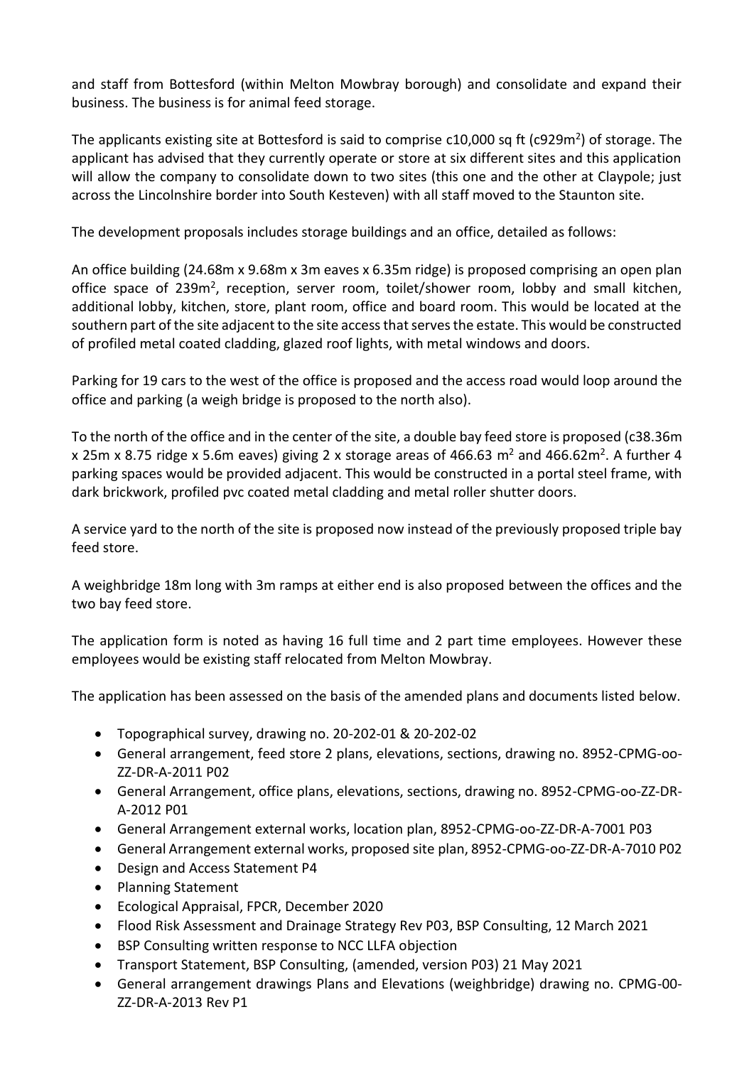and staff from Bottesford (within Melton Mowbray borough) and consolidate and expand their business. The business is for animal feed storage.

The applicants existing site at Bottesford is said to comprise c10,000 sq ft (c929m$^2$) of storage. The applicant has advised that they currently operate or store at six different sites and this application will allow the company to consolidate down to two sites (this one and the other at Claypole; just across the Lincolnshire border into South Kesteven) with all staff moved to the Staunton site.

The development proposals includes storage buildings and an office, detailed as follows:

An office building (24.68m x 9.68m x 3m eaves x 6.35m ridge) is proposed comprising an open plan office space of 239m$^2$, reception, server room, toilet/shower room, lobby and small kitchen, additional lobby, kitchen, store, plant room, office and board room. This would be located at the southern part of the site adjacent to the site access that serves the estate. This would be constructed of profiled metal coated cladding, glazed roof lights, with metal windows and doors.

Parking for 19 cars to the west of the office is proposed and the access road would loop around the office and parking (a weigh bridge is proposed to the north also).

To the north of the office and in the center of the site, a double bay feed store is proposed (c38.36m x 25m x 8.75 ridge x 5.6m eaves) giving 2 x storage areas of 466.63 m$^2$ and 466.62m$^2$. A further 4 parking spaces would be provided adjacent. This would be constructed in a portal steel frame, with dark brickwork, profiled pvc coated metal cladding and metal roller shutter doors.

A service yard to the north of the site is proposed now instead of the previously proposed triple bay feed store.

A weighbridge 18m long with 3m ramps at either end is also proposed between the offices and the two bay feed store.

The application form is noted as having 16 full time and 2 part time employees. However these employees would be existing staff relocated from Melton Mowbray.

The application has been assessed on the basis of the amended plans and documents listed below.

- Topographical survey, drawing no. 20-202-01 & 20-202-02
- General arrangement, feed store 2 plans, elevations, sections, drawing no. 8952-CPMG-oo-ZZ-DR-A-2011 P02
- General Arrangement, office plans, elevations, sections, drawing no. 8952-CPMG-oo-ZZ-DR-A-2012 P01
- General Arrangement external works, location plan, 8952-CPMG-oo-ZZ-DR-A-7001 P03
- General Arrangement external works, proposed site plan, 8952-CPMG-oo-ZZ-DR-A-7010 P02
- Design and Access Statement P4
- Planning Statement
- Ecological Appraisal, FPCR, December 2020
- Flood Risk Assessment and Drainage Strategy Rev P03, BSP Consulting, 12 March 2021
- BSP Consulting written response to NCC LLFA objection
- Transport Statement, BSP Consulting, (amended, version P03) 21 May 2021
- General arrangement drawings Plans and Elevations (weighbridge) drawing no. CPMG-00-ZZ-DR-A-2013 Rev P1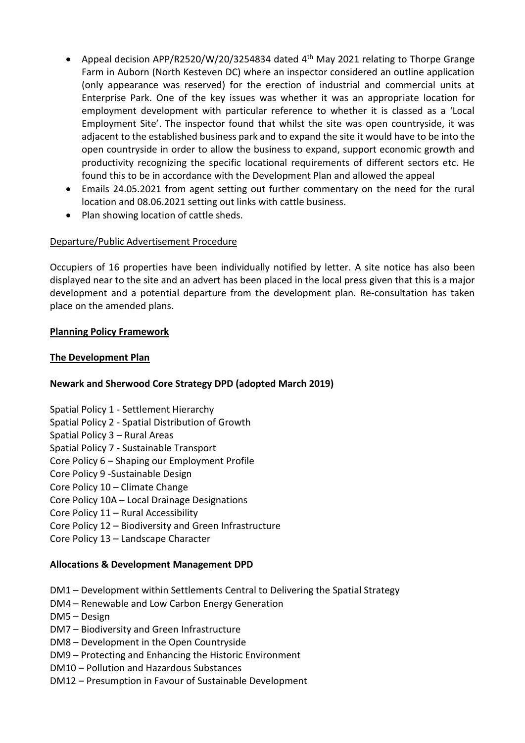- Appeal decision APP/R2520/W/20/3254834 dated 4th May 2021 relating to Thorpe Grange Farm in Auborn (North Kesteven DC) where an inspector considered an outline application (only appearance was reserved) for the erection of industrial and commercial units at Enterprise Park. One of the key issues was whether it was an appropriate location for employment development with particular reference to whether it is classed as a 'Local Employment Site'. The inspector found that whilst the site was open countryside, it was adjacent to the established business park and to expand the site it would have to be into the open countryside in order to allow the business to expand, support economic growth and productivity recognizing the specific locational requirements of different sectors etc. He found this to be in accordance with the Development Plan and allowed the appeal
- Emails 24.05.2021 from agent setting out further commentary on the need for the rural location and 08.06.2021 setting out links with cattle business.
- Plan showing location of cattle sheds.

Departure/Public Advertisement Procedure

Occupiers of 16 properties have been individually notified by letter. A site notice has also been displayed near to the site and an advert has been placed in the local press given that this is a major development and a potential departure from the development plan. Re-consultation has taken place on the amended plans.

**Planning Policy Framework**

**The Development Plan**

**Newark and Sherwood Core Strategy DPD (adopted March 2019)**

Spatial Policy 1 - Settlement Hierarchy
Spatial Policy 2 - Spatial Distribution of Growth
Spatial Policy 3 – Rural Areas
Spatial Policy 7 - Sustainable Transport
Core Policy 6 – Shaping our Employment Profile
Core Policy 9 -Sustainable Design
Core Policy 10 – Climate Change
Core Policy 10A – Local Drainage Designations
Core Policy 11 – Rural Accessibility
Core Policy 12 – Biodiversity and Green Infrastructure
Core Policy 13 – Landscape Character

**Allocations & Development Management DPD**

DM1 – Development within Settlements Central to Delivering the Spatial Strategy
DM4 – Renewable and Low Carbon Energy Generation
DM5 – Design
DM7 – Biodiversity and Green Infrastructure
DM8 – Development in the Open Countryside
DM9 – Protecting and Enhancing the Historic Environment
DM10 – Pollution and Hazardous Substances
DM12 – Presumption in Favour of Sustainable Development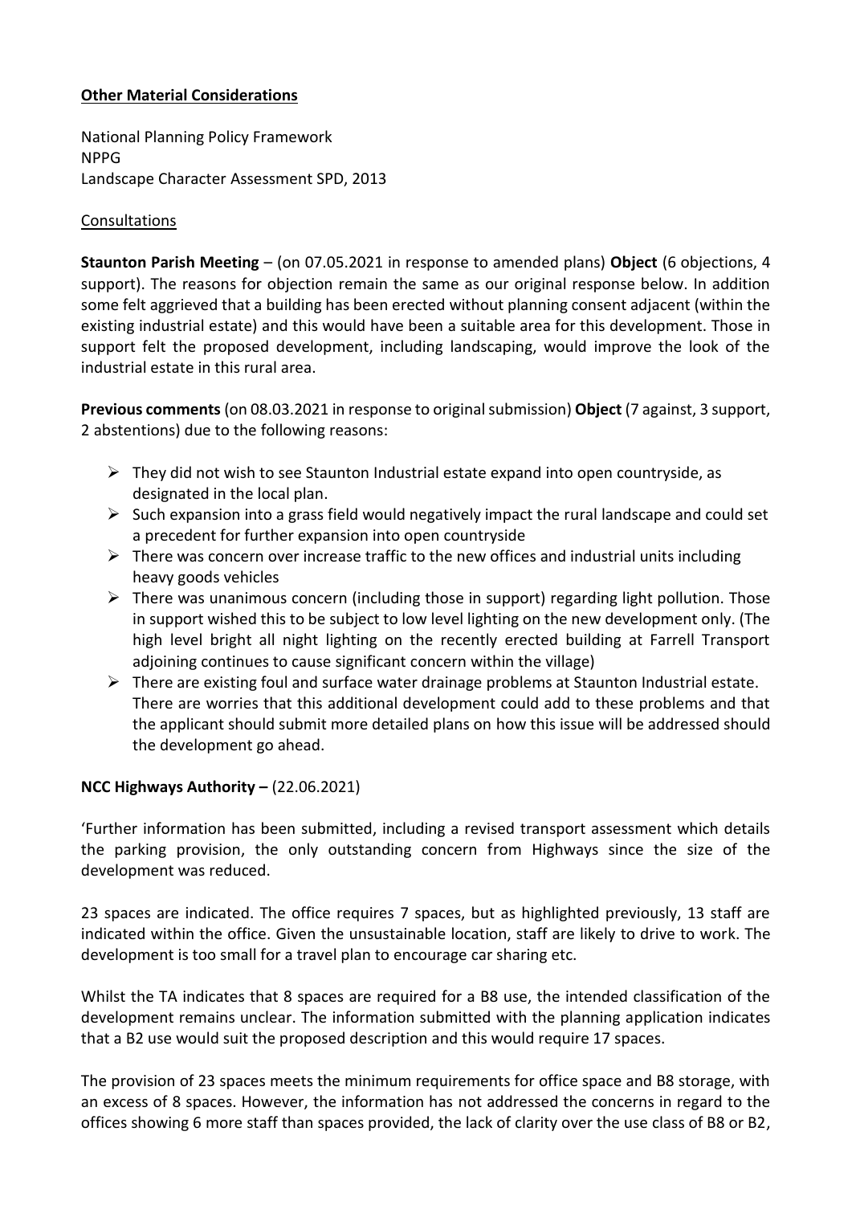**Other Material Considerations**

National Planning Policy Framework
NPPG
Landscape Character Assessment SPD, 2013

Consultations

**Staunton Parish Meeting** – (on 07.05.2021 in response to amended plans) **Object** (6 objections, 4 support). The reasons for objection remain the same as our original response below. In addition some felt aggrieved that a building has been erected without planning consent adjacent (within the existing industrial estate) and this would have been a suitable area for this development. Those in support felt the proposed development, including landscaping, would improve the look of the industrial estate in this rural area.

**Previous comments** (on 08.03.2021 in response to original submission) **Object** (7 against, 3 support, 2 abstentions) due to the following reasons:

- They did not wish to see Staunton Industrial estate expand into open countryside, as designated in the local plan.
- Such expansion into a grass field would negatively impact the rural landscape and could set a precedent for further expansion into open countryside
- There was concern over increase traffic to the new offices and industrial units including heavy goods vehicles
- There was unanimous concern (including those in support) regarding light pollution. Those in support wished this to be subject to low level lighting on the new development only. (The high level bright all night lighting on the recently erected building at Farrell Transport adjoining continues to cause significant concern within the village)
- There are existing foul and surface water drainage problems at Staunton Industrial estate. There are worries that this additional development could add to these problems and that the applicant should submit more detailed plans on how this issue will be addressed should the development go ahead.

**NCC Highways Authority –** (22.06.2021)

'Further information has been submitted, including a revised transport assessment which details the parking provision, the only outstanding concern from Highways since the size of the development was reduced.

23 spaces are indicated. The office requires 7 spaces, but as highlighted previously, 13 staff are indicated within the office. Given the unsustainable location, staff are likely to drive to work. The development is too small for a travel plan to encourage car sharing etc.

Whilst the TA indicates that 8 spaces are required for a B8 use, the intended classification of the development remains unclear. The information submitted with the planning application indicates that a B2 use would suit the proposed description and this would require 17 spaces.

The provision of 23 spaces meets the minimum requirements for office space and B8 storage, with an excess of 8 spaces. However, the information has not addressed the concerns in regard to the offices showing 6 more staff than spaces provided, the lack of clarity over the use class of B8 or B2,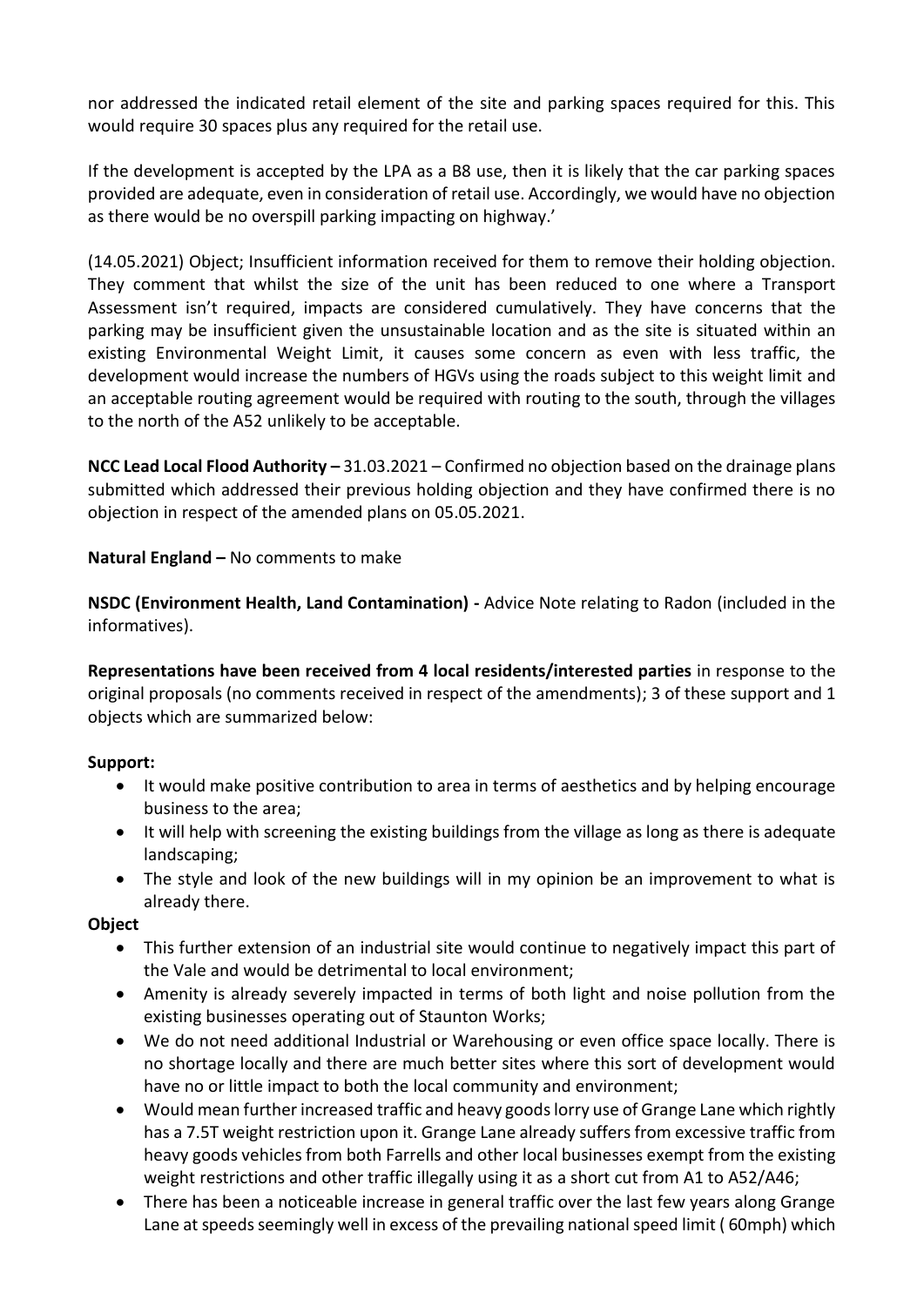nor addressed the indicated retail element of the site and parking spaces required for this. This would require 30 spaces plus any required for the retail use.

If the development is accepted by the LPA as a B8 use, then it is likely that the car parking spaces provided are adequate, even in consideration of retail use. Accordingly, we would have no objection as there would be no overspill parking impacting on highway.'

(14.05.2021) Object; Insufficient information received for them to remove their holding objection. They comment that whilst the size of the unit has been reduced to one where a Transport Assessment isn't required, impacts are considered cumulatively. They have concerns that the parking may be insufficient given the unsustainable location and as the site is situated within an existing Environmental Weight Limit, it causes some concern as even with less traffic, the development would increase the numbers of HGVs using the roads subject to this weight limit and an acceptable routing agreement would be required with routing to the south, through the villages to the north of the A52 unlikely to be acceptable.

**NCC Lead Local Flood Authority –** 31.03.2021 – Confirmed no objection based on the drainage plans submitted which addressed their previous holding objection and they have confirmed there is no objection in respect of the amended plans on 05.05.2021.

**Natural England –** No comments to make

**NSDC (Environment Health, Land Contamination) -** Advice Note relating to Radon (included in the informatives).

**Representations have been received from 4 local residents/interested parties** in response to the original proposals (no comments received in respect of the amendments); 3 of these support and 1 objects which are summarized below:

**Support:**

- It would make positive contribution to area in terms of aesthetics and by helping encourage business to the area;
- It will help with screening the existing buildings from the village as long as there is adequate landscaping;
- The style and look of the new buildings will in my opinion be an improvement to what is already there.

**Object**

- This further extension of an industrial site would continue to negatively impact this part of the Vale and would be detrimental to local environment;
- Amenity is already severely impacted in terms of both light and noise pollution from the existing businesses operating out of Staunton Works;
- We do not need additional Industrial or Warehousing or even office space locally. There is no shortage locally and there are much better sites where this sort of development would have no or little impact to both the local community and environment;
- Would mean further increased traffic and heavy goods lorry use of Grange Lane which rightly has a 7.5T weight restriction upon it. Grange Lane already suffers from excessive traffic from heavy goods vehicles from both Farrells and other local businesses exempt from the existing weight restrictions and other traffic illegally using it as a short cut from A1 to A52/A46;
- There has been a noticeable increase in general traffic over the last few years along Grange Lane at speeds seemingly well in excess of the prevailing national speed limit ( 60mph) which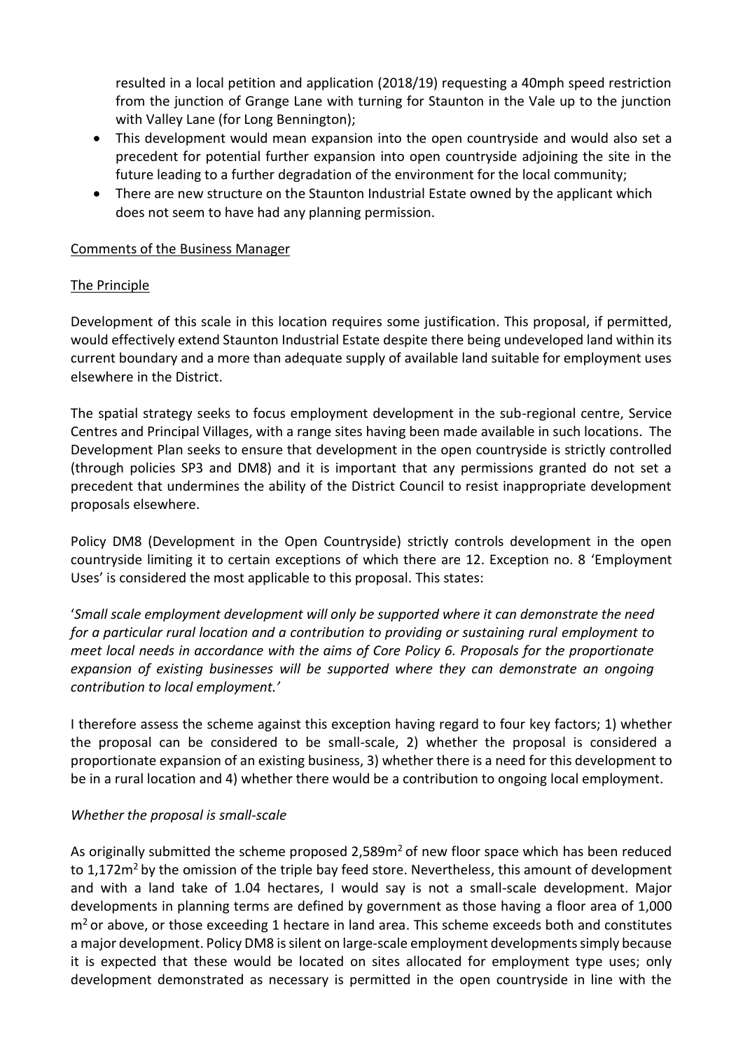resulted in a local petition and application (2018/19) requesting a 40mph speed restriction from the junction of Grange Lane with turning for Staunton in the Vale up to the junction with Valley Lane (for Long Bennington);

- This development would mean expansion into the open countryside and would also set a precedent for potential further expansion into open countryside adjoining the site in the future leading to a further degradation of the environment for the local community;
- There are new structure on the Staunton Industrial Estate owned by the applicant which does not seem to have had any planning permission.

Comments of the Business Manager

The Principle

Development of this scale in this location requires some justification. This proposal, if permitted, would effectively extend Staunton Industrial Estate despite there being undeveloped land within its current boundary and a more than adequate supply of available land suitable for employment uses elsewhere in the District.

The spatial strategy seeks to focus employment development in the sub-regional centre, Service Centres and Principal Villages, with a range sites having been made available in such locations. The Development Plan seeks to ensure that development in the open countryside is strictly controlled (through policies SP3 and DM8) and it is important that any permissions granted do not set a precedent that undermines the ability of the District Council to resist inappropriate development proposals elsewhere.

Policy DM8 (Development in the Open Countryside) strictly controls development in the open countryside limiting it to certain exceptions of which there are 12. Exception no. 8 'Employment Uses' is considered the most applicable to this proposal. This states:

'*Small scale employment development will only be supported where it can demonstrate the need for a particular rural location and a contribution to providing or sustaining rural employment to meet local needs in accordance with the aims of Core Policy 6. Proposals for the proportionate expansion of existing businesses will be supported where they can demonstrate an ongoing contribution to local employment.*'

I therefore assess the scheme against this exception having regard to four key factors; 1) whether the proposal can be considered to be small-scale, 2) whether the proposal is considered a proportionate expansion of an existing business, 3) whether there is a need for this development to be in a rural location and 4) whether there would be a contribution to ongoing local employment.

*Whether the proposal is small-scale*

As originally submitted the scheme proposed 2,589m$^2$ of new floor space which has been reduced to 1,172m$^2$ by the omission of the triple bay feed store. Nevertheless, this amount of development and with a land take of 1.04 hectares, I would say is not a small-scale development. Major developments in planning terms are defined by government as those having a floor area of 1,000 m$^2$ or above, or those exceeding 1 hectare in land area. This scheme exceeds both and constitutes a major development. Policy DM8 is silent on large-scale employment developments simply because it is expected that these would be located on sites allocated for employment type uses; only development demonstrated as necessary is permitted in the open countryside in line with the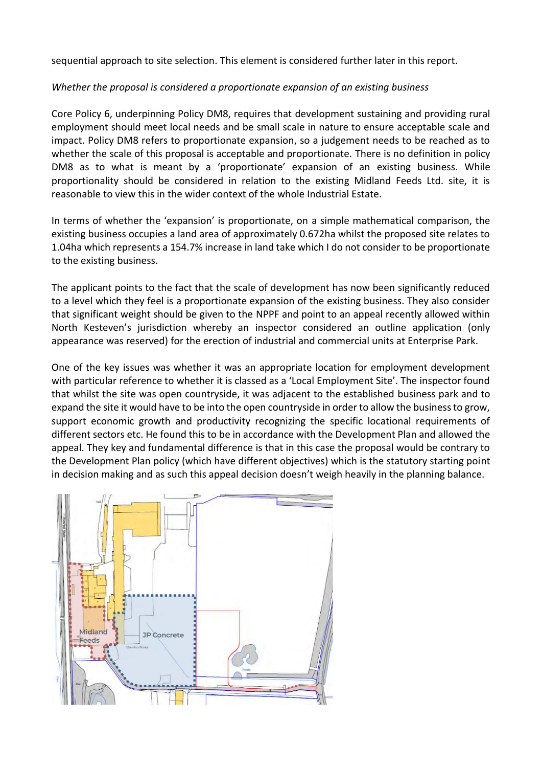sequential approach to site selection. This element is considered further later in this report.

*Whether the proposal is considered a proportionate expansion of an existing business*

Core Policy 6, underpinning Policy DM8, requires that development sustaining and providing rural employment should meet local needs and be small scale in nature to ensure acceptable scale and impact. Policy DM8 refers to proportionate expansion, so a judgement needs to be reached as to whether the scale of this proposal is acceptable and proportionate. There is no definition in policy DM8 as to what is meant by a 'proportionate' expansion of an existing business. While proportionality should be considered in relation to the existing Midland Feeds Ltd. site, it is reasonable to view this in the wider context of the whole Industrial Estate.

In terms of whether the 'expansion' is proportionate, on a simple mathematical comparison, the existing business occupies a land area of approximately 0.672ha whilst the proposed site relates to 1.04ha which represents a 154.7% increase in land take which I do not consider to be proportionate to the existing business.

The applicant points to the fact that the scale of development has now been significantly reduced to a level which they feel is a proportionate expansion of the existing business. They also consider that significant weight should be given to the NPPF and point to an appeal recently allowed within North Kesteven's jurisdiction whereby an inspector considered an outline application (only appearance was reserved) for the erection of industrial and commercial units at Enterprise Park.

One of the key issues was whether it was an appropriate location for employment development with particular reference to whether it is classed as a 'Local Employment Site'. The inspector found that whilst the site was open countryside, it was adjacent to the established business park and to expand the site it would have to be into the open countryside in order to allow the business to grow, support economic growth and productivity recognizing the specific locational requirements of different sectors etc. He found this to be in accordance with the Development Plan and allowed the appeal. They key and fundamental difference is that in this case the proposal would be contrary to the Development Plan policy (which have different objectives) which is the statutory starting point in decision making and as such this appeal decision doesn't weigh heavily in the planning balance.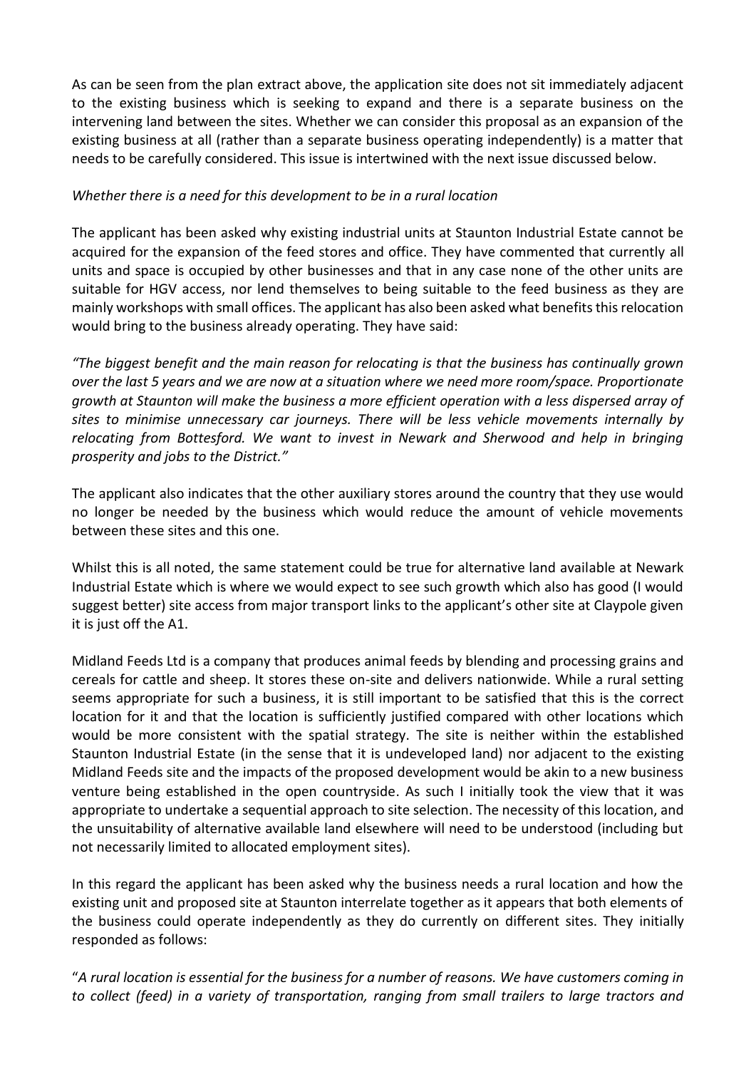As can be seen from the plan extract above, the application site does not sit immediately adjacent to the existing business which is seeking to expand and there is a separate business on the intervening land between the sites. Whether we can consider this proposal as an expansion of the existing business at all (rather than a separate business operating independently) is a matter that needs to be carefully considered. This issue is intertwined with the next issue discussed below.

*Whether there is a need for this development to be in a rural location*

The applicant has been asked why existing industrial units at Staunton Industrial Estate cannot be acquired for the expansion of the feed stores and office. They have commented that currently all units and space is occupied by other businesses and that in any case none of the other units are suitable for HGV access, nor lend themselves to being suitable to the feed business as they are mainly workshops with small offices. The applicant has also been asked what benefits this relocation would bring to the business already operating. They have said:

*"The biggest benefit and the main reason for relocating is that the business has continually grown over the last 5 years and we are now at a situation where we need more room/space. Proportionate growth at Staunton will make the business a more efficient operation with a less dispersed array of sites to minimise unnecessary car journeys. There will be less vehicle movements internally by relocating from Bottesford. We want to invest in Newark and Sherwood and help in bringing prosperity and jobs to the District."*

The applicant also indicates that the other auxiliary stores around the country that they use would no longer be needed by the business which would reduce the amount of vehicle movements between these sites and this one.

Whilst this is all noted, the same statement could be true for alternative land available at Newark Industrial Estate which is where we would expect to see such growth which also has good (I would suggest better) site access from major transport links to the applicant's other site at Claypole given it is just off the A1.

Midland Feeds Ltd is a company that produces animal feeds by blending and processing grains and cereals for cattle and sheep. It stores these on-site and delivers nationwide. While a rural setting seems appropriate for such a business, it is still important to be satisfied that this is the correct location for it and that the location is sufficiently justified compared with other locations which would be more consistent with the spatial strategy. The site is neither within the established Staunton Industrial Estate (in the sense that it is undeveloped land) nor adjacent to the existing Midland Feeds site and the impacts of the proposed development would be akin to a new business venture being established in the open countryside. As such I initially took the view that it was appropriate to undertake a sequential approach to site selection. The necessity of this location, and the unsuitability of alternative available land elsewhere will need to be understood (including but not necessarily limited to allocated employment sites).

In this regard the applicant has been asked why the business needs a rural location and how the existing unit and proposed site at Staunton interrelate together as it appears that both elements of the business could operate independently as they do currently on different sites. They initially responded as follows:

"*A rural location is essential for the business for a number of reasons. We have customers coming in to collect (feed) in a variety of transportation, ranging from small trailers to large tractors and*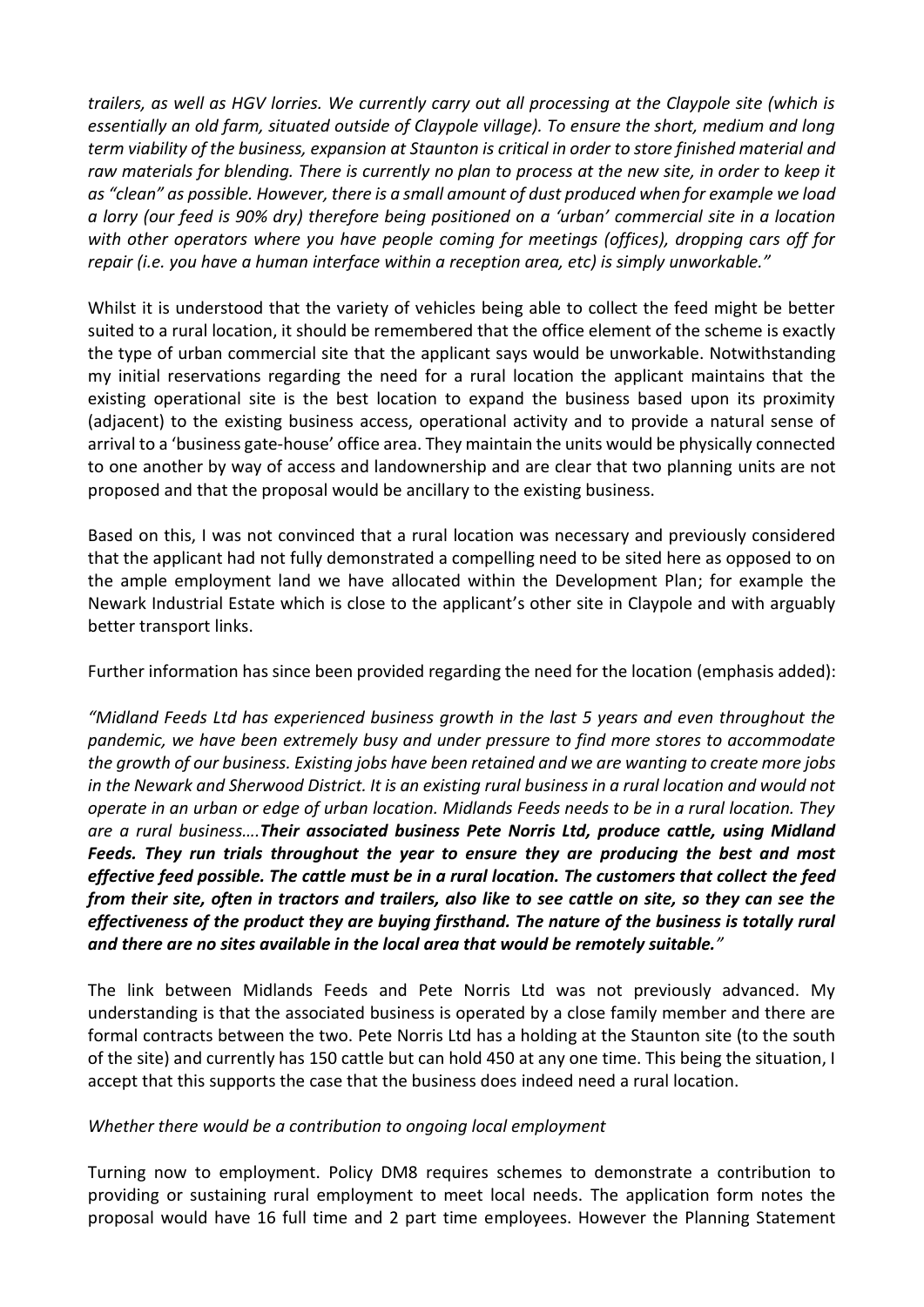*trailers, as well as HGV lorries. We currently carry out all processing at the Claypole site (which is essentially an old farm, situated outside of Claypole village). To ensure the short, medium and long term viability of the business, expansion at Staunton is critical in order to store finished material and raw materials for blending. There is currently no plan to process at the new site, in order to keep it as "clean" as possible. However, there is a small amount of dust produced when for example we load a lorry (our feed is 90% dry) therefore being positioned on a 'urban' commercial site in a location with other operators where you have people coming for meetings (offices), dropping cars off for repair (i.e. you have a human interface within a reception area, etc) is simply unworkable."*

Whilst it is understood that the variety of vehicles being able to collect the feed might be better suited to a rural location, it should be remembered that the office element of the scheme is exactly the type of urban commercial site that the applicant says would be unworkable. Notwithstanding my initial reservations regarding the need for a rural location the applicant maintains that the existing operational site is the best location to expand the business based upon its proximity (adjacent) to the existing business access, operational activity and to provide a natural sense of arrival to a 'business gate-house' office area. They maintain the units would be physically connected to one another by way of access and landownership and are clear that two planning units are not proposed and that the proposal would be ancillary to the existing business.

Based on this, I was not convinced that a rural location was necessary and previously considered that the applicant had not fully demonstrated a compelling need to be sited here as opposed to on the ample employment land we have allocated within the Development Plan; for example the Newark Industrial Estate which is close to the applicant's other site in Claypole and with arguably better transport links.

Further information has since been provided regarding the need for the location (emphasis added):

*"Midland Feeds Ltd has experienced business growth in the last 5 years and even throughout the pandemic, we have been extremely busy and under pressure to find more stores to accommodate the growth of our business. Existing jobs have been retained and we are wanting to create more jobs in the Newark and Sherwood District. It is an existing rural business in a rural location and would not operate in an urban or edge of urban location. Midlands Feeds needs to be in a rural location. They are a rural business….**Their associated business Pete Norris Ltd, produce cattle, using Midland Feeds. They run trials throughout the year to ensure they are producing the best and most effective feed possible. The cattle must be in a rural location. The customers that collect the feed from their site, often in tractors and trailers, also like to see cattle on site, so they can see the effectiveness of the product they are buying firsthand. The nature of the business is totally rural and there are no sites available in the local area that would be remotely suitable.**"*

The link between Midlands Feeds and Pete Norris Ltd was not previously advanced. My understanding is that the associated business is operated by a close family member and there are formal contracts between the two. Pete Norris Ltd has a holding at the Staunton site (to the south of the site) and currently has 150 cattle but can hold 450 at any one time. This being the situation, I accept that this supports the case that the business does indeed need a rural location.

*Whether there would be a contribution to ongoing local employment*

Turning now to employment. Policy DM8 requires schemes to demonstrate a contribution to providing or sustaining rural employment to meet local needs. The application form notes the proposal would have 16 full time and 2 part time employees. However the Planning Statement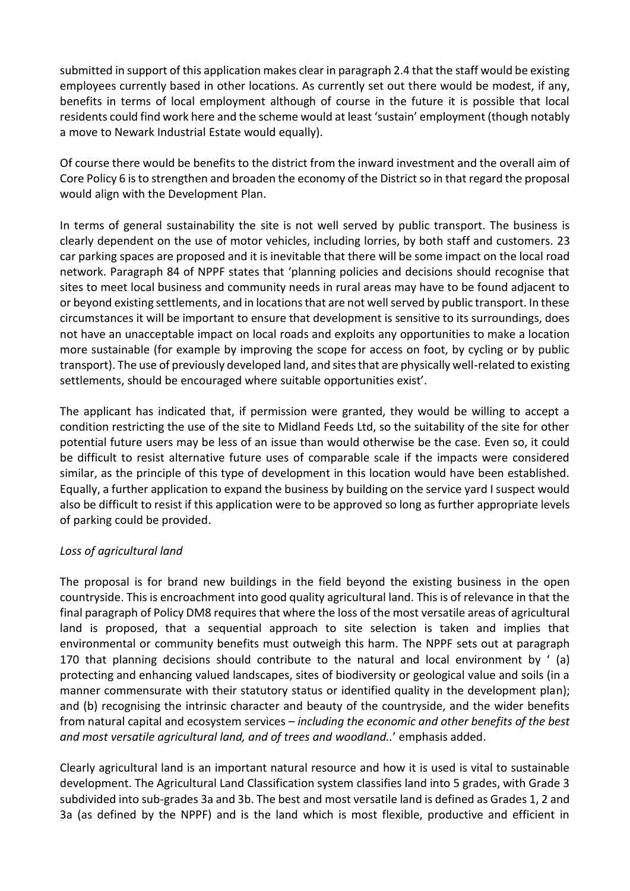submitted in support of this application makes clear in paragraph 2.4 that the staff would be existing employees currently based in other locations. As currently set out there would be modest, if any, benefits in terms of local employment although of course in the future it is possible that local residents could find work here and the scheme would at least 'sustain' employment (though notably a move to Newark Industrial Estate would equally).

Of course there would be benefits to the district from the inward investment and the overall aim of Core Policy 6 is to strengthen and broaden the economy of the District so in that regard the proposal would align with the Development Plan.

In terms of general sustainability the site is not well served by public transport. The business is clearly dependent on the use of motor vehicles, including lorries, by both staff and customers. 23 car parking spaces are proposed and it is inevitable that there will be some impact on the local road network. Paragraph 84 of NPPF states that 'planning policies and decisions should recognise that sites to meet local business and community needs in rural areas may have to be found adjacent to or beyond existing settlements, and in locations that are not well served by public transport. In these circumstances it will be important to ensure that development is sensitive to its surroundings, does not have an unacceptable impact on local roads and exploits any opportunities to make a location more sustainable (for example by improving the scope for access on foot, by cycling or by public transport). The use of previously developed land, and sites that are physically well-related to existing settlements, should be encouraged where suitable opportunities exist'.

The applicant has indicated that, if permission were granted, they would be willing to accept a condition restricting the use of the site to Midland Feeds Ltd, so the suitability of the site for other potential future users may be less of an issue than would otherwise be the case. Even so, it could be difficult to resist alternative future uses of comparable scale if the impacts were considered similar, as the principle of this type of development in this location would have been established. Equally, a further application to expand the business by building on the service yard I suspect would also be difficult to resist if this application were to be approved so long as further appropriate levels of parking could be provided.

*Loss of agricultural land*

The proposal is for brand new buildings in the field beyond the existing business in the open countryside. This is encroachment into good quality agricultural land. This is of relevance in that the final paragraph of Policy DM8 requires that where the loss of the most versatile areas of agricultural land is proposed, that a sequential approach to site selection is taken and implies that environmental or community benefits must outweigh this harm. The NPPF sets out at paragraph 170 that planning decisions should contribute to the natural and local environment by ' (a) protecting and enhancing valued landscapes, sites of biodiversity or geological value and soils (in a manner commensurate with their statutory status or identified quality in the development plan); and (b) recognising the intrinsic character and beauty of the countryside, and the wider benefits from natural capital and ecosystem services – *including the economic and other benefits of the best and most versatile agricultural land, and of trees and woodland..*' emphasis added.

Clearly agricultural land is an important natural resource and how it is used is vital to sustainable development. The Agricultural Land Classification system classifies land into 5 grades, with Grade 3 subdivided into sub-grades 3a and 3b. The best and most versatile land is defined as Grades 1, 2 and 3a (as defined by the NPPF) and is the land which is most flexible, productive and efficient in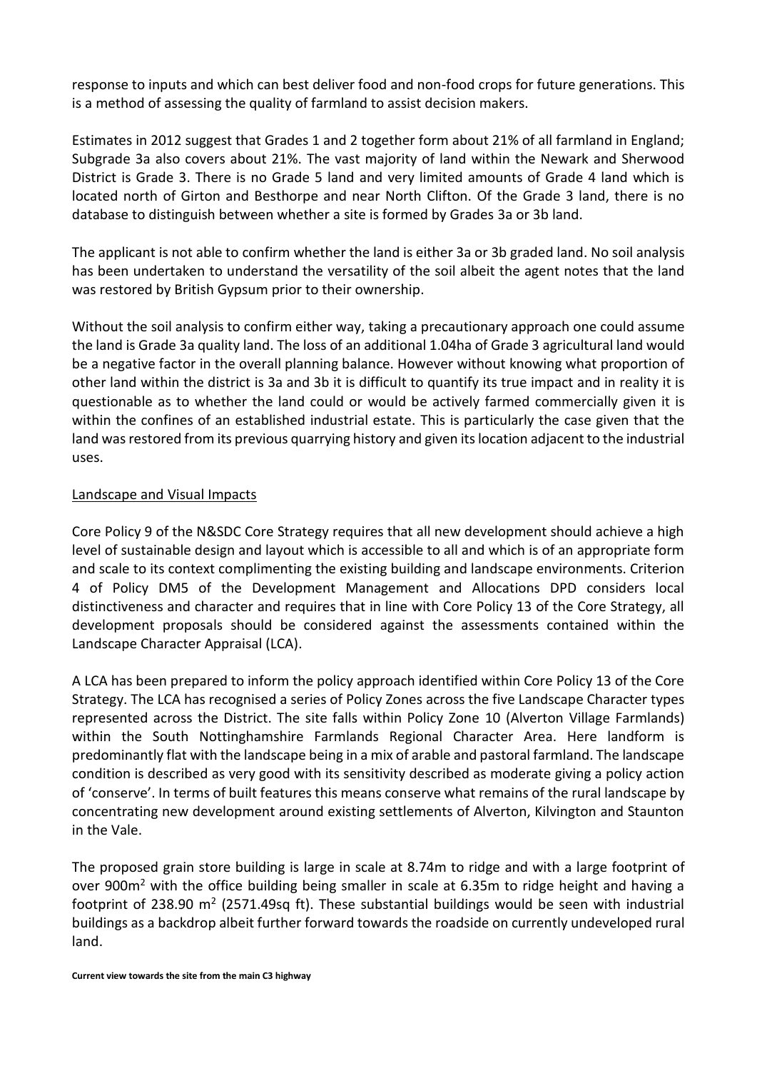response to inputs and which can best deliver food and non-food crops for future generations. This is a method of assessing the quality of farmland to assist decision makers.

Estimates in 2012 suggest that Grades 1 and 2 together form about 21% of all farmland in England; Subgrade 3a also covers about 21%. The vast majority of land within the Newark and Sherwood District is Grade 3. There is no Grade 5 land and very limited amounts of Grade 4 land which is located north of Girton and Besthorpe and near North Clifton. Of the Grade 3 land, there is no database to distinguish between whether a site is formed by Grades 3a or 3b land.

The applicant is not able to confirm whether the land is either 3a or 3b graded land. No soil analysis has been undertaken to understand the versatility of the soil albeit the agent notes that the land was restored by British Gypsum prior to their ownership.

Without the soil analysis to confirm either way, taking a precautionary approach one could assume the land is Grade 3a quality land. The loss of an additional 1.04ha of Grade 3 agricultural land would be a negative factor in the overall planning balance. However without knowing what proportion of other land within the district is 3a and 3b it is difficult to quantify its true impact and in reality it is questionable as to whether the land could or would be actively farmed commercially given it is within the confines of an established industrial estate. This is particularly the case given that the land was restored from its previous quarrying history and given its location adjacent to the industrial uses.

<u>Landscape and Visual Impacts</u>

Core Policy 9 of the N&SDC Core Strategy requires that all new development should achieve a high level of sustainable design and layout which is accessible to all and which is of an appropriate form and scale to its context complimenting the existing building and landscape environments. Criterion 4 of Policy DM5 of the Development Management and Allocations DPD considers local distinctiveness and character and requires that in line with Core Policy 13 of the Core Strategy, all development proposals should be considered against the assessments contained within the Landscape Character Appraisal (LCA).

A LCA has been prepared to inform the policy approach identified within Core Policy 13 of the Core Strategy. The LCA has recognised a series of Policy Zones across the five Landscape Character types represented across the District. The site falls within Policy Zone 10 (Alverton Village Farmlands) within the South Nottinghamshire Farmlands Regional Character Area. Here landform is predominantly flat with the landscape being in a mix of arable and pastoral farmland. The landscape condition is described as very good with its sensitivity described as moderate giving a policy action of 'conserve'. In terms of built features this means conserve what remains of the rural landscape by concentrating new development around existing settlements of Alverton, Kilvington and Staunton in the Vale.

The proposed grain store building is large in scale at 8.74m to ridge and with a large footprint of over 900m$^2$ with the office building being smaller in scale at 6.35m to ridge height and having a footprint of 238.90 m$^2$ (2571.49sq ft). These substantial buildings would be seen with industrial buildings as a backdrop albeit further forward towards the roadside on currently undeveloped rural land.

**Current view towards the site from the main C3 highway**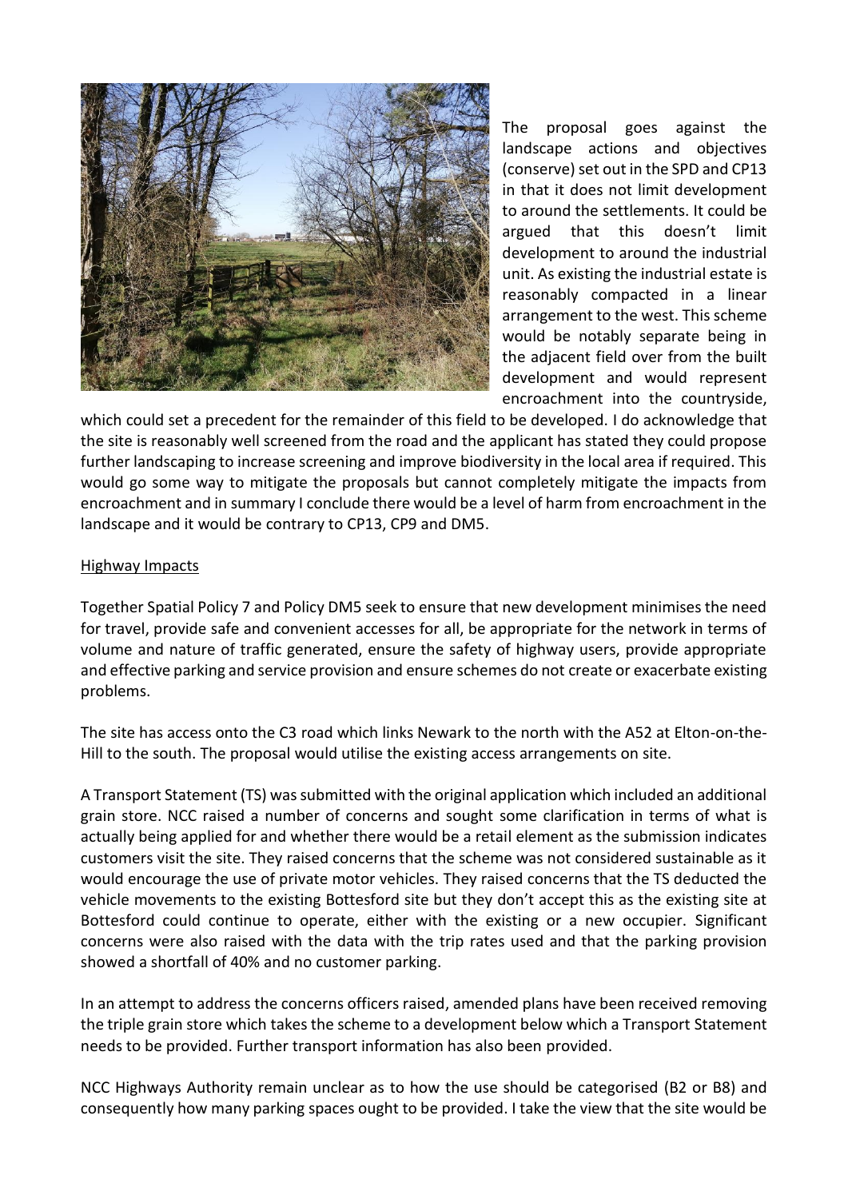The proposal goes against the landscape actions and objectives (conserve) set out in the SPD and CP13 in that it does not limit development to around the settlements. It could be argued that this doesn't limit development to around the industrial unit. As existing the industrial estate is reasonably compacted in a linear arrangement to the west. This scheme would be notably separate being in the adjacent field over from the built development and would represent encroachment into the countryside, which could set a precedent for the remainder of this field to be developed. I do acknowledge that the site is reasonably well screened from the road and the applicant has stated they could propose further landscaping to increase screening and improve biodiversity in the local area if required. This would go some way to mitigate the proposals but cannot completely mitigate the impacts from encroachment and in summary I conclude there would be a level of harm from encroachment in the landscape and it would be contrary to CP13, CP9 and DM5.

## Highway Impacts

Together Spatial Policy 7 and Policy DM5 seek to ensure that new development minimises the need for travel, provide safe and convenient accesses for all, be appropriate for the network in terms of volume and nature of traffic generated, ensure the safety of highway users, provide appropriate and effective parking and service provision and ensure schemes do not create or exacerbate existing problems.

The site has access onto the C3 road which links Newark to the north with the A52 at Elton-on-the-Hill to the south. The proposal would utilise the existing access arrangements on site.

A Transport Statement (TS) was submitted with the original application which included an additional grain store. NCC raised a number of concerns and sought some clarification in terms of what is actually being applied for and whether there would be a retail element as the submission indicates customers visit the site. They raised concerns that the scheme was not considered sustainable as it would encourage the use of private motor vehicles. They raised concerns that the TS deducted the vehicle movements to the existing Bottesford site but they don't accept this as the existing site at Bottesford could continue to operate, either with the existing or a new occupier. Significant concerns were also raised with the data with the trip rates used and that the parking provision showed a shortfall of 40% and no customer parking.

In an attempt to address the concerns officers raised, amended plans have been received removing the triple grain store which takes the scheme to a development below which a Transport Statement needs to be provided. Further transport information has also been provided.

NCC Highways Authority remain unclear as to how the use should be categorised (B2 or B8) and consequently how many parking spaces ought to be provided. I take the view that the site would be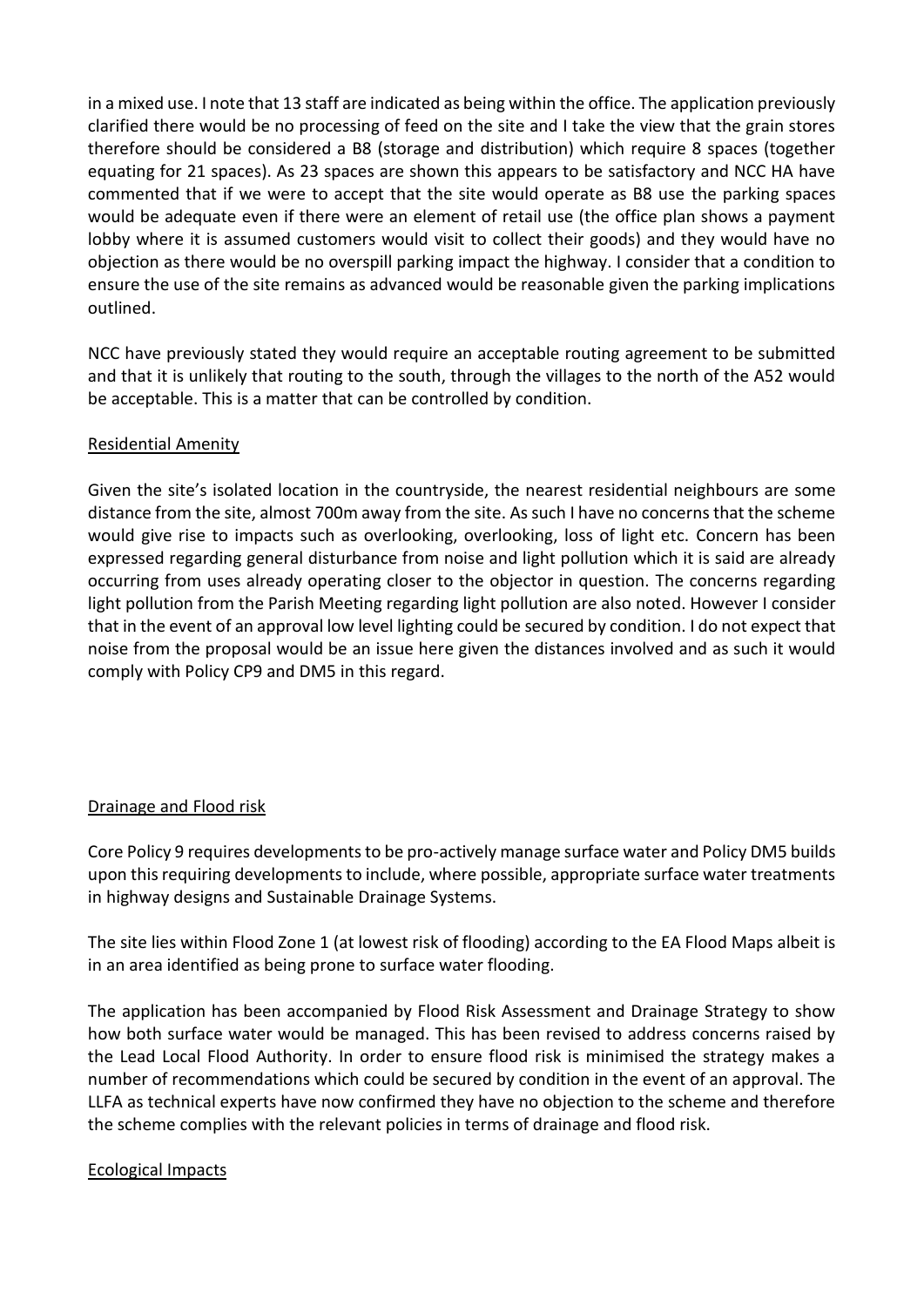in a mixed use. I note that 13 staff are indicated as being within the office. The application previously clarified there would be no processing of feed on the site and I take the view that the grain stores therefore should be considered a B8 (storage and distribution) which require 8 spaces (together equating for 21 spaces). As 23 spaces are shown this appears to be satisfactory and NCC HA have commented that if we were to accept that the site would operate as B8 use the parking spaces would be adequate even if there were an element of retail use (the office plan shows a payment lobby where it is assumed customers would visit to collect their goods) and they would have no objection as there would be no overspill parking impact the highway. I consider that a condition to ensure the use of the site remains as advanced would be reasonable given the parking implications outlined.

NCC have previously stated they would require an acceptable routing agreement to be submitted and that it is unlikely that routing to the south, through the villages to the north of the A52 would be acceptable. This is a matter that can be controlled by condition.

## Residential Amenity

Given the site's isolated location in the countryside, the nearest residential neighbours are some distance from the site, almost 700m away from the site. As such I have no concerns that the scheme would give rise to impacts such as overlooking, overlooking, loss of light etc. Concern has been expressed regarding general disturbance from noise and light pollution which it is said are already occurring from uses already operating closer to the objector in question. The concerns regarding light pollution from the Parish Meeting regarding light pollution are also noted. However I consider that in the event of an approval low level lighting could be secured by condition. I do not expect that noise from the proposal would be an issue here given the distances involved and as such it would comply with Policy CP9 and DM5 in this regard.

## Drainage and Flood risk

Core Policy 9 requires developments to be pro-actively manage surface water and Policy DM5 builds upon this requiring developments to include, where possible, appropriate surface water treatments in highway designs and Sustainable Drainage Systems.

The site lies within Flood Zone 1 (at lowest risk of flooding) according to the EA Flood Maps albeit is in an area identified as being prone to surface water flooding.

The application has been accompanied by Flood Risk Assessment and Drainage Strategy to show how both surface water would be managed. This has been revised to address concerns raised by the Lead Local Flood Authority. In order to ensure flood risk is minimised the strategy makes a number of recommendations which could be secured by condition in the event of an approval. The LLFA as technical experts have now confirmed they have no objection to the scheme and therefore the scheme complies with the relevant policies in terms of drainage and flood risk.

## Ecological Impacts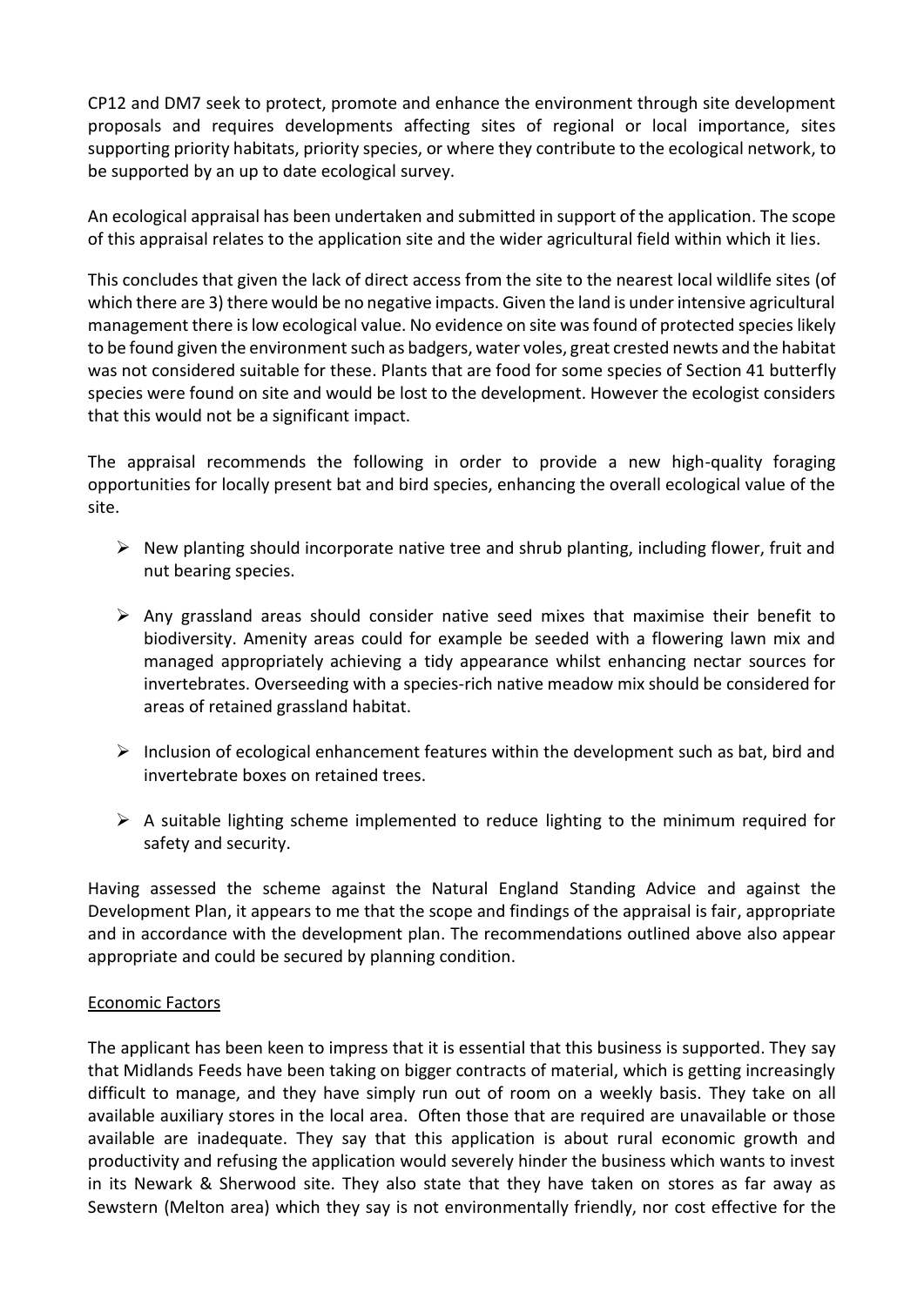CP12 and DM7 seek to protect, promote and enhance the environment through site development proposals and requires developments affecting sites of regional or local importance, sites supporting priority habitats, priority species, or where they contribute to the ecological network, to be supported by an up to date ecological survey.

An ecological appraisal has been undertaken and submitted in support of the application. The scope of this appraisal relates to the application site and the wider agricultural field within which it lies.

This concludes that given the lack of direct access from the site to the nearest local wildlife sites (of which there are 3) there would be no negative impacts. Given the land is under intensive agricultural management there is low ecological value. No evidence on site was found of protected species likely to be found given the environment such as badgers, water voles, great crested newts and the habitat was not considered suitable for these. Plants that are food for some species of Section 41 butterfly species were found on site and would be lost to the development. However the ecologist considers that this would not be a significant impact.

The appraisal recommends the following in order to provide a new high-quality foraging opportunities for locally present bat and bird species, enhancing the overall ecological value of the site.

- New planting should incorporate native tree and shrub planting, including flower, fruit and nut bearing species.
- Any grassland areas should consider native seed mixes that maximise their benefit to biodiversity. Amenity areas could for example be seeded with a flowering lawn mix and managed appropriately achieving a tidy appearance whilst enhancing nectar sources for invertebrates. Overseeding with a species-rich native meadow mix should be considered for areas of retained grassland habitat.
- Inclusion of ecological enhancement features within the development such as bat, bird and invertebrate boxes on retained trees.
- A suitable lighting scheme implemented to reduce lighting to the minimum required for safety and security.

Having assessed the scheme against the Natural England Standing Advice and against the Development Plan, it appears to me that the scope and findings of the appraisal is fair, appropriate and in accordance with the development plan. The recommendations outlined above also appear appropriate and could be secured by planning condition.

## Economic Factors

The applicant has been keen to impress that it is essential that this business is supported. They say that Midlands Feeds have been taking on bigger contracts of material, which is getting increasingly difficult to manage, and they have simply run out of room on a weekly basis. They take on all available auxiliary stores in the local area. Often those that are required are unavailable or those available are inadequate. They say that this application is about rural economic growth and productivity and refusing the application would severely hinder the business which wants to invest in its Newark & Sherwood site. They also state that they have taken on stores as far away as Sewstern (Melton area) which they say is not environmentally friendly, nor cost effective for the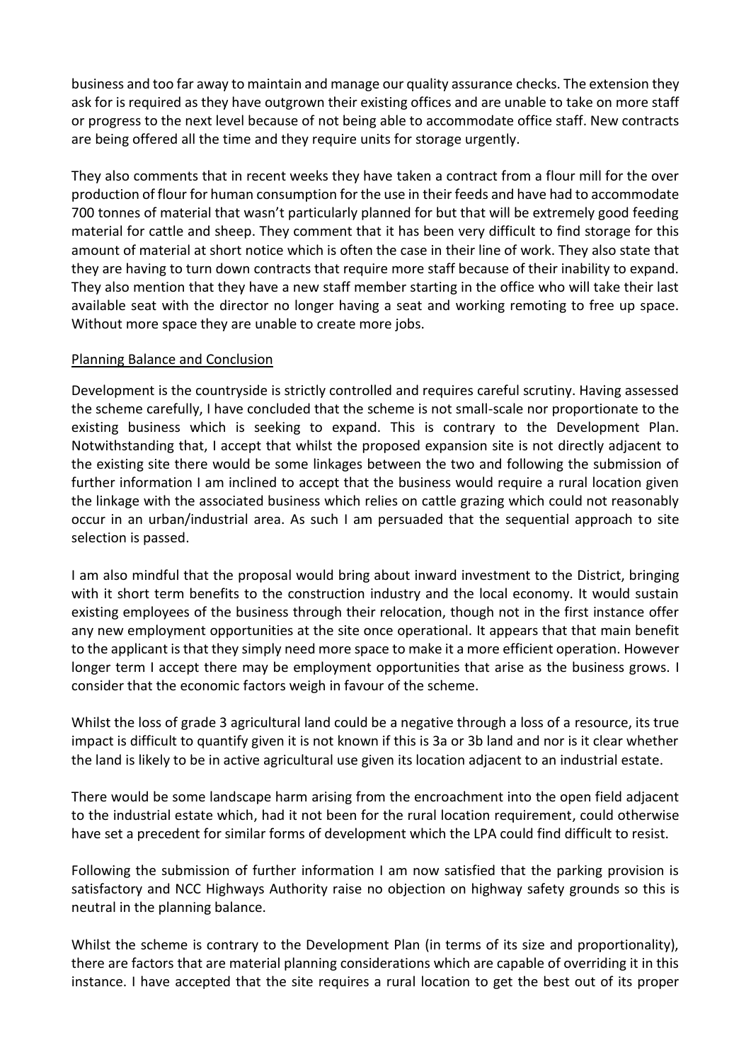business and too far away to maintain and manage our quality assurance checks. The extension they ask for is required as they have outgrown their existing offices and are unable to take on more staff or progress to the next level because of not being able to accommodate office staff. New contracts are being offered all the time and they require units for storage urgently.

They also comments that in recent weeks they have taken a contract from a flour mill for the over production of flour for human consumption for the use in their feeds and have had to accommodate 700 tonnes of material that wasn't particularly planned for but that will be extremely good feeding material for cattle and sheep. They comment that it has been very difficult to find storage for this amount of material at short notice which is often the case in their line of work. They also state that they are having to turn down contracts that require more staff because of their inability to expand. They also mention that they have a new staff member starting in the office who will take their last available seat with the director no longer having a seat and working remoting to free up space. Without more space they are unable to create more jobs.

Planning Balance and Conclusion

Development is the countryside is strictly controlled and requires careful scrutiny. Having assessed the scheme carefully, I have concluded that the scheme is not small-scale nor proportionate to the existing business which is seeking to expand. This is contrary to the Development Plan. Notwithstanding that, I accept that whilst the proposed expansion site is not directly adjacent to the existing site there would be some linkages between the two and following the submission of further information I am inclined to accept that the business would require a rural location given the linkage with the associated business which relies on cattle grazing which could not reasonably occur in an urban/industrial area. As such I am persuaded that the sequential approach to site selection is passed.

I am also mindful that the proposal would bring about inward investment to the District, bringing with it short term benefits to the construction industry and the local economy. It would sustain existing employees of the business through their relocation, though not in the first instance offer any new employment opportunities at the site once operational. It appears that that main benefit to the applicant is that they simply need more space to make it a more efficient operation. However longer term I accept there may be employment opportunities that arise as the business grows. I consider that the economic factors weigh in favour of the scheme.

Whilst the loss of grade 3 agricultural land could be a negative through a loss of a resource, its true impact is difficult to quantify given it is not known if this is 3a or 3b land and nor is it clear whether the land is likely to be in active agricultural use given its location adjacent to an industrial estate.

There would be some landscape harm arising from the encroachment into the open field adjacent to the industrial estate which, had it not been for the rural location requirement, could otherwise have set a precedent for similar forms of development which the LPA could find difficult to resist.

Following the submission of further information I am now satisfied that the parking provision is satisfactory and NCC Highways Authority raise no objection on highway safety grounds so this is neutral in the planning balance.

Whilst the scheme is contrary to the Development Plan (in terms of its size and proportionality), there are factors that are material planning considerations which are capable of overriding it in this instance. I have accepted that the site requires a rural location to get the best out of its proper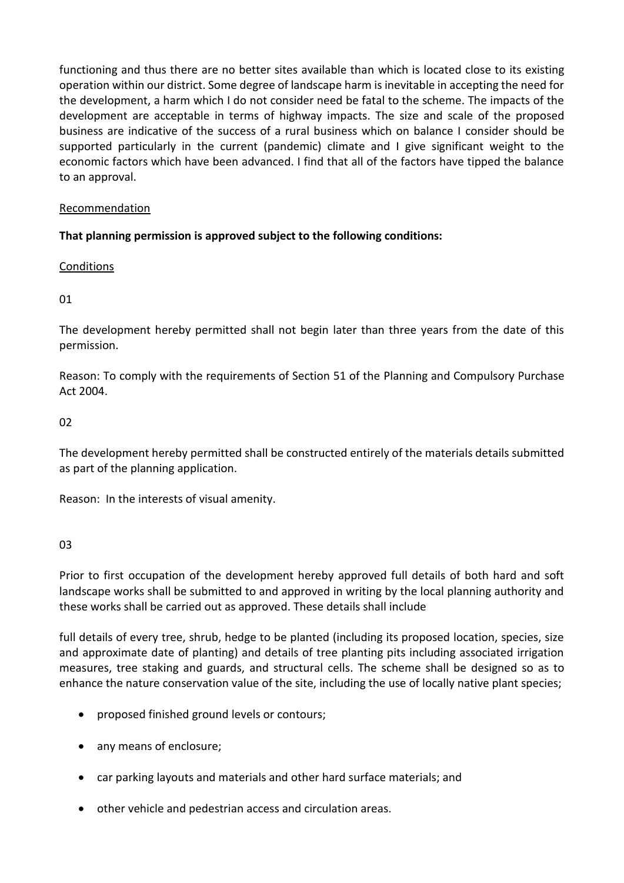functioning and thus there are no better sites available than which is located close to its existing operation within our district. Some degree of landscape harm is inevitable in accepting the need for the development, a harm which I do not consider need be fatal to the scheme. The impacts of the development are acceptable in terms of highway impacts. The size and scale of the proposed business are indicative of the success of a rural business which on balance I consider should be supported particularly in the current (pandemic) climate and I give significant weight to the economic factors which have been advanced. I find that all of the factors have tipped the balance to an approval.

Recommendation

**That planning permission is approved subject to the following conditions:**

Conditions

01

The development hereby permitted shall not begin later than three years from the date of this permission.

Reason: To comply with the requirements of Section 51 of the Planning and Compulsory Purchase Act 2004.

02

The development hereby permitted shall be constructed entirely of the materials details submitted as part of the planning application.

Reason: In the interests of visual amenity.

03

Prior to first occupation of the development hereby approved full details of both hard and soft landscape works shall be submitted to and approved in writing by the local planning authority and these works shall be carried out as approved. These details shall include

full details of every tree, shrub, hedge to be planted (including its proposed location, species, size and approximate date of planting) and details of tree planting pits including associated irrigation measures, tree staking and guards, and structural cells. The scheme shall be designed so as to enhance the nature conservation value of the site, including the use of locally native plant species;

- proposed finished ground levels or contours;
- any means of enclosure;
- car parking layouts and materials and other hard surface materials; and
- other vehicle and pedestrian access and circulation areas.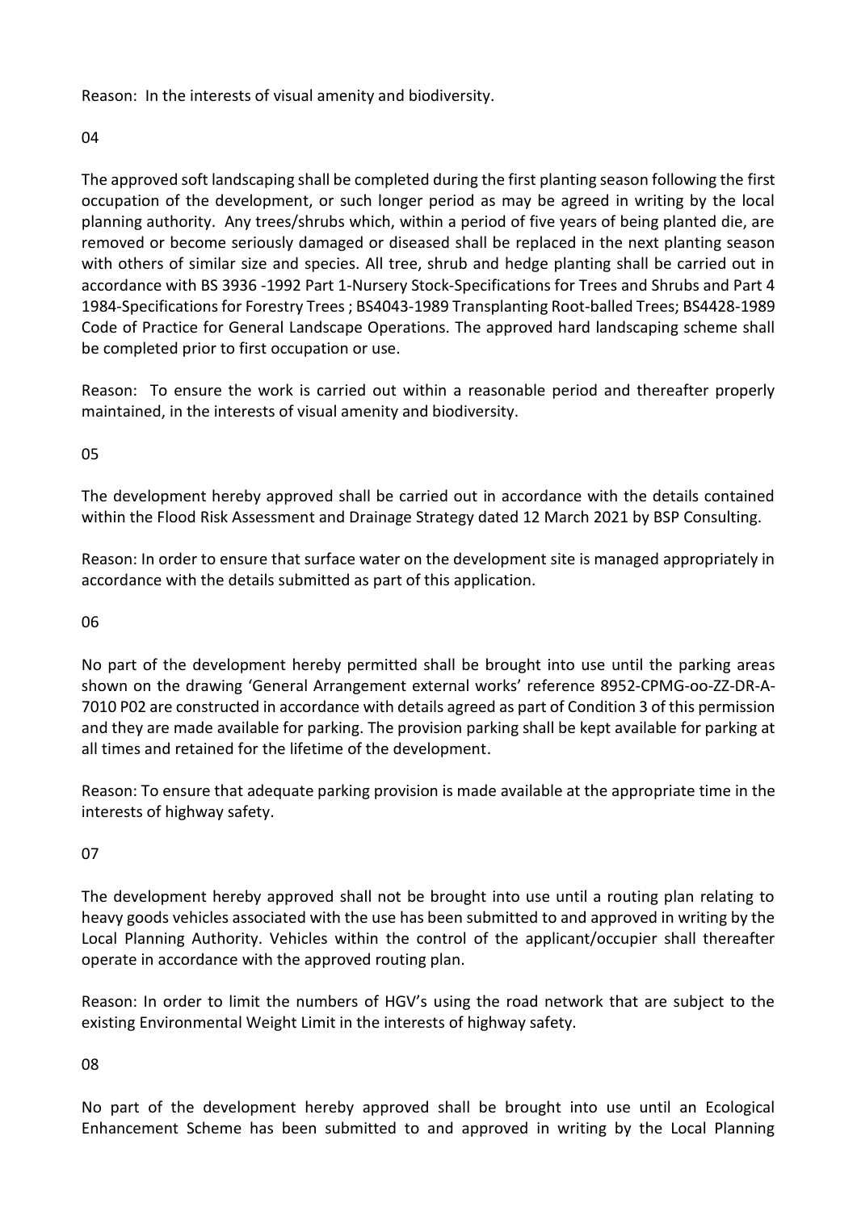Reason: In the interests of visual amenity and biodiversity.

04

The approved soft landscaping shall be completed during the first planting season following the first occupation of the development, or such longer period as may be agreed in writing by the local planning authority. Any trees/shrubs which, within a period of five years of being planted die, are removed or become seriously damaged or diseased shall be replaced in the next planting season with others of similar size and species. All tree, shrub and hedge planting shall be carried out in accordance with BS 3936 -1992 Part 1-Nursery Stock-Specifications for Trees and Shrubs and Part 4 1984-Specifications for Forestry Trees ; BS4043-1989 Transplanting Root-balled Trees; BS4428-1989 Code of Practice for General Landscape Operations. The approved hard landscaping scheme shall be completed prior to first occupation or use.

Reason: To ensure the work is carried out within a reasonable period and thereafter properly maintained, in the interests of visual amenity and biodiversity.

05

The development hereby approved shall be carried out in accordance with the details contained within the Flood Risk Assessment and Drainage Strategy dated 12 March 2021 by BSP Consulting.

Reason: In order to ensure that surface water on the development site is managed appropriately in accordance with the details submitted as part of this application.

06

No part of the development hereby permitted shall be brought into use until the parking areas shown on the drawing 'General Arrangement external works' reference 8952-CPMG-oo-ZZ-DR-A-7010 P02 are constructed in accordance with details agreed as part of Condition 3 of this permission and they are made available for parking. The provision parking shall be kept available for parking at all times and retained for the lifetime of the development.

Reason: To ensure that adequate parking provision is made available at the appropriate time in the interests of highway safety.

07

The development hereby approved shall not be brought into use until a routing plan relating to heavy goods vehicles associated with the use has been submitted to and approved in writing by the Local Planning Authority. Vehicles within the control of the applicant/occupier shall thereafter operate in accordance with the approved routing plan.

Reason: In order to limit the numbers of HGV's using the road network that are subject to the existing Environmental Weight Limit in the interests of highway safety.

08

No part of the development hereby approved shall be brought into use until an Ecological Enhancement Scheme has been submitted to and approved in writing by the Local Planning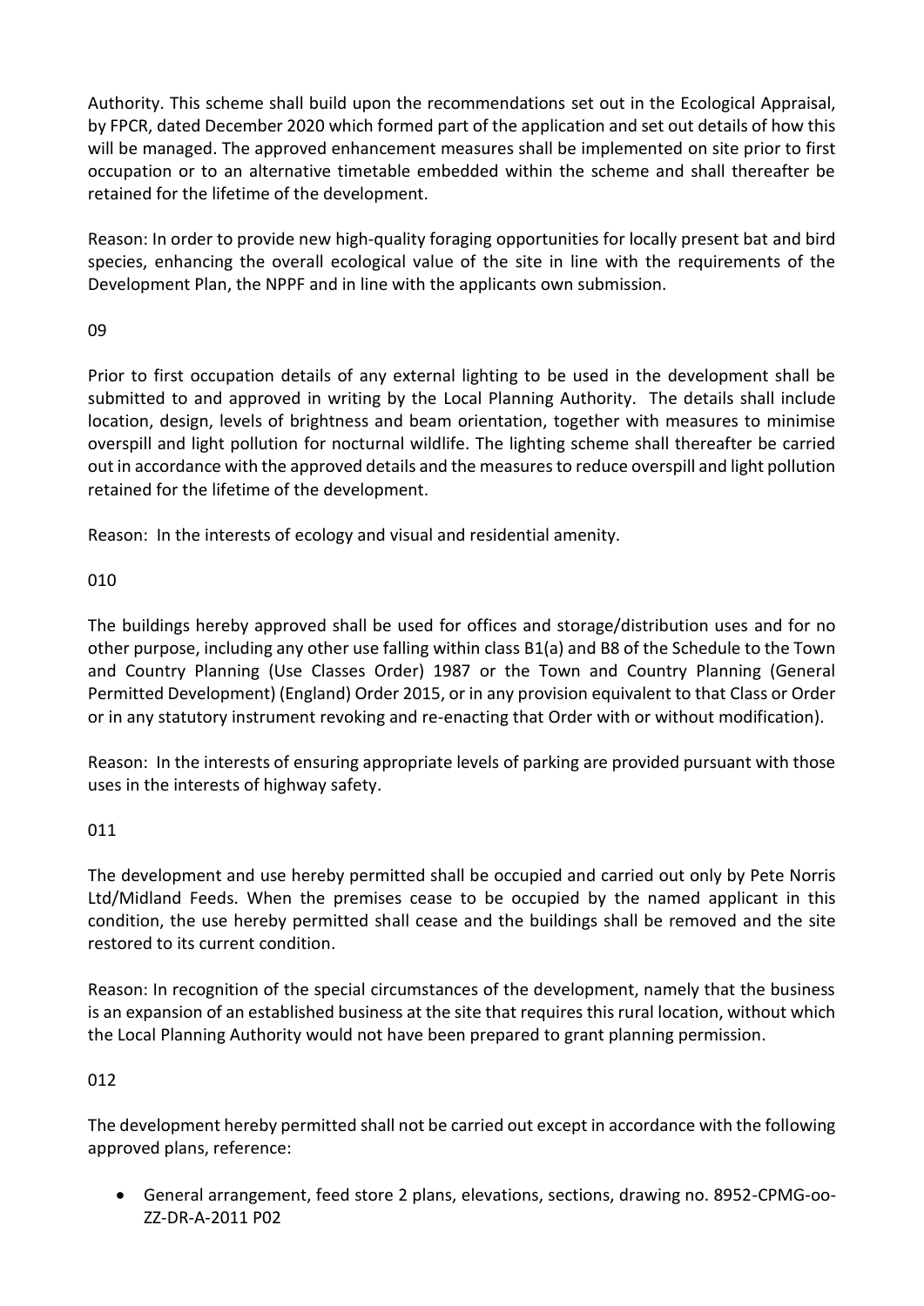Authority. This scheme shall build upon the recommendations set out in the Ecological Appraisal, by FPCR, dated December 2020 which formed part of the application and set out details of how this will be managed. The approved enhancement measures shall be implemented on site prior to first occupation or to an alternative timetable embedded within the scheme and shall thereafter be retained for the lifetime of the development.

Reason: In order to provide new high-quality foraging opportunities for locally present bat and bird species, enhancing the overall ecological value of the site in line with the requirements of the Development Plan, the NPPF and in line with the applicants own submission.

09

Prior to first occupation details of any external lighting to be used in the development shall be submitted to and approved in writing by the Local Planning Authority. The details shall include location, design, levels of brightness and beam orientation, together with measures to minimise overspill and light pollution for nocturnal wildlife. The lighting scheme shall thereafter be carried out in accordance with the approved details and the measures to reduce overspill and light pollution retained for the lifetime of the development.

Reason: In the interests of ecology and visual and residential amenity.

010

The buildings hereby approved shall be used for offices and storage/distribution uses and for no other purpose, including any other use falling within class B1(a) and B8 of the Schedule to the Town and Country Planning (Use Classes Order) 1987 or the Town and Country Planning (General Permitted Development) (England) Order 2015, or in any provision equivalent to that Class or Order or in any statutory instrument revoking and re-enacting that Order with or without modification).

Reason: In the interests of ensuring appropriate levels of parking are provided pursuant with those uses in the interests of highway safety.

011

The development and use hereby permitted shall be occupied and carried out only by Pete Norris Ltd/Midland Feeds. When the premises cease to be occupied by the named applicant in this condition, the use hereby permitted shall cease and the buildings shall be removed and the site restored to its current condition.

Reason: In recognition of the special circumstances of the development, namely that the business is an expansion of an established business at the site that requires this rural location, without which the Local Planning Authority would not have been prepared to grant planning permission.

012

The development hereby permitted shall not be carried out except in accordance with the following approved plans, reference:

- General arrangement, feed store 2 plans, elevations, sections, drawing no. 8952-CPMG-oo-ZZ-DR-A-2011 P02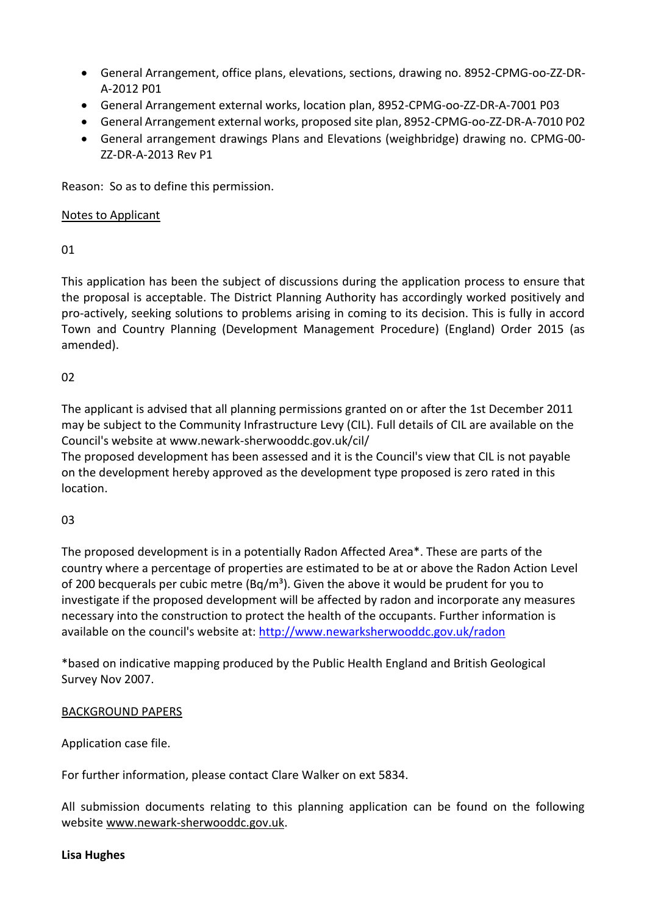- General Arrangement, office plans, elevations, sections, drawing no. 8952-CPMG-oo-ZZ-DR-A-2012 P01
- General Arrangement external works, location plan, 8952-CPMG-oo-ZZ-DR-A-7001 P03
- General Arrangement external works, proposed site plan, 8952-CPMG-oo-ZZ-DR-A-7010 P02
- General arrangement drawings Plans and Elevations (weighbridge) drawing no. CPMG-00-ZZ-DR-A-2013 Rev P1

Reason: So as to define this permission.

Notes to Applicant

01

This application has been the subject of discussions during the application process to ensure that the proposal is acceptable. The District Planning Authority has accordingly worked positively and pro-actively, seeking solutions to problems arising in coming to its decision. This is fully in accord Town and Country Planning (Development Management Procedure) (England) Order 2015 (as amended).

02

The applicant is advised that all planning permissions granted on or after the 1st December 2011 may be subject to the Community Infrastructure Levy (CIL). Full details of CIL are available on the Council's website at www.newark-sherwooddc.gov.uk/cil/
The proposed development has been assessed and it is the Council's view that CIL is not payable on the development hereby approved as the development type proposed is zero rated in this location.

03

The proposed development is in a potentially Radon Affected Area*. These are parts of the country where a percentage of properties are estimated to be at or above the Radon Action Level of 200 becquerals per cubic metre (Bq/m³). Given the above it would be prudent for you to investigate if the proposed development will be affected by radon and incorporate any measures necessary into the construction to protect the health of the occupants. Further information is available on the council's website at: http://www.newarksherwooddc.gov.uk/radon

*based on indicative mapping produced by the Public Health England and British Geological Survey Nov 2007.

BACKGROUND PAPERS

Application case file.

For further information, please contact Clare Walker on ext 5834.

All submission documents relating to this planning application can be found on the following website www.newark-sherwooddc.gov.uk.

**Lisa Hughes**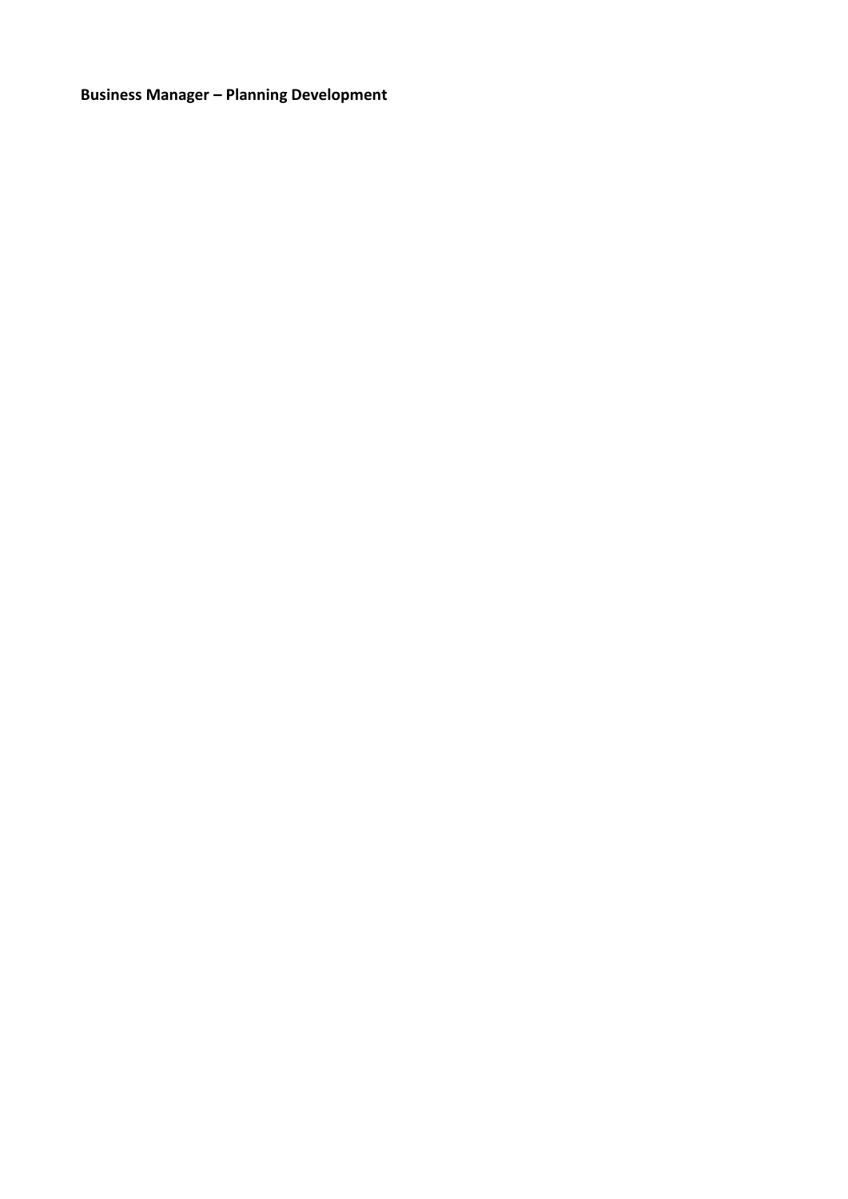**Business Manager – Planning Development**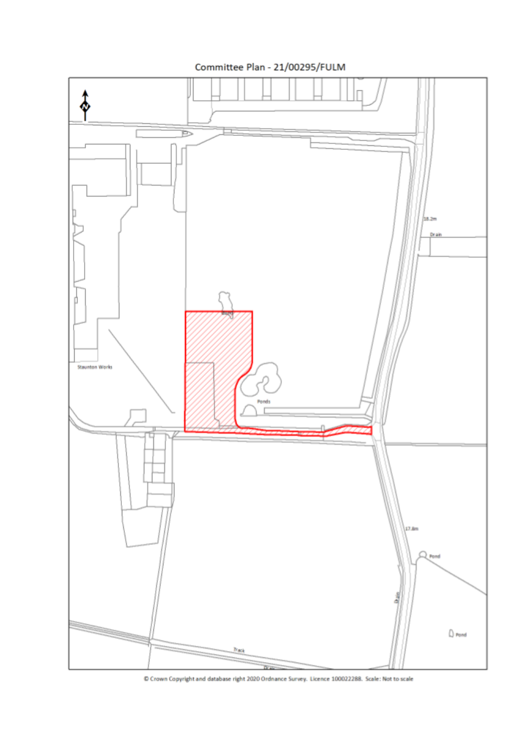Committee Plan - 21/00295/FULM

N

18.2m

Drain

Bund

Staunton Works

Ponds

17.8m

Pond

Drain

Pond

Track

Drain

© Crown Copyright and database right 2020 Ordnance Survey. Licence 100022288. Scale: Not to scale